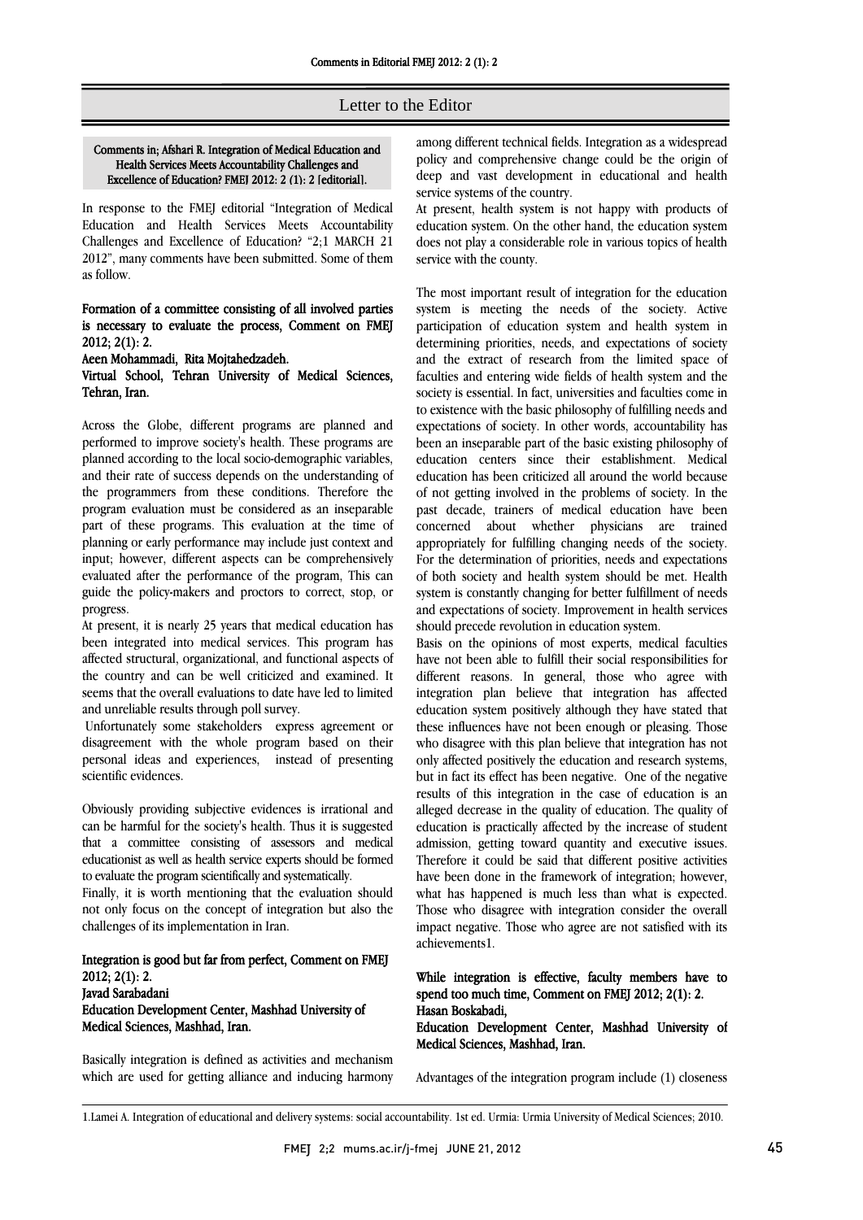# Letter to the Editor

**Comments in; Afshari R. Integration of Medical Education and Health Services Meets Accountability Challenges and Excellence of Education? FMEJ 2012: 2 (1): 2 [editorial].**

In response to the FMEJ editorial "Integration of Medical Education and Health Services Meets Accountability Challenges and Excellence of Education? "2;1 MARCH 21 2012", many comments have been submitted. Some of them as follow.

## Formation of a committee consisting of all involved parties is necessary to evaluate the process, Comment on FMEJ 2012; 2(1): 2.

**Aeen Mohammadi, Rita Mojtahedzadeh.**

**Virtual School, Tehran University of Medical Sciences, Tehran, Iran.**

Across the Globe, different programs are planned and performed to improve society's health. These programs are planned according to the local socio-demographic variables, and their rate of success depends on the understanding of the programmers from these conditions. Therefore the program evaluation must be considered as an inseparable part of these programs. This evaluation at the time of planning or early performance may include just context and input; however, different aspects can be comprehensively evaluated after the performance of the program, This can guide the policy-makers and proctors to correct, stop, or progress.

At present, it is nearly 25 years that medical education has been integrated into medical services. This program has affected structural, organizational, and functional aspects of the country and can be well criticized and examined. It seems that the overall evaluations to date have led to limited and unreliable results through poll survey.

Unfortunately some stakeholders express agreement or disagreement with the whole program based on their personal ideas and experiences, instead of presenting scientific evidences.

Obviously providing subjective evidences is irrational and can be harmful for the society's health. Thus it is suggested that a committee consisting of assessors and medical educationist as well as health service experts should be formed to evaluate the program scientifically and systematically.

Finally, it is worth mentioning that the evaluation should not only focus on the concept of integration but also the challenges of its implementation in Iran.

## Integration is good but far from perfect, Comment on FMEJ 2012; 2(1): 2.

**Javad Sarabadani**

**Education Development Center, Mashhad University of Medical Sciences, Mashhad, Iran.**

Basically integration is defined as activities and mechanism which are used for getting alliance and inducing harmony among different technical fields. Integration as a widespread policy and comprehensive change could be the origin of deep and vast development in educational and health service systems of the country.

At present, health system is not happy with products of education system. On the other hand, the education system does not play a considerable role in various topics of health service with the county.

The most important result of integration for the education system is meeting the needs of the society. Active participation of education system and health system in determining priorities, needs, and expectations of society and the extract of research from the limited space of faculties and entering wide fields of health system and the society is essential. In fact, universities and faculties come in to existence with the basic philosophy of fulfilling needs and expectations of society. In other words, accountability has been an inseparable part of the basic existing philosophy of education centers since their establishment. Medical education has been criticized all around the world because of not getting involved in the problems of society. In the past decade, trainers of medical education have been concerned about whether physicians are trained appropriately for fulfilling changing needs of the society. For the determination of priorities, needs and expectations of both society and health system should be met. Health system is constantly changing for better fulfillment of needs and expectations of society. Improvement in health services should precede revolution in education system.

Basis on the opinions of most experts, medical faculties have not been able to fulfill their social responsibilities for different reasons. In general, those who agree with integration plan believe that integration has affected education system positively although they have stated that these influences have not been enough or pleasing. Those who disagree with this plan believe that integration has not only affected positively the education and research systems, but in fact its effect has been negative. One of the negative results of this integration in the case of education is an alleged decrease in the quality of education. The quality of education is practically affected by the increase of student admission, getting toward quantity and executive issues. Therefore it could be said that different positive activities have been done in the framework of integration; however, what has happened is much less than what is expected. Those who disagree with integration consider the overall impact negative. Those who agree are not satisfied with its achievements[1].

## While integration is effective, faculty members have to spend too much time, Comment on FMEJ 2012; 2(1): 2.

**Hasan Boskabadi,**

**Education Development Center, Mashhad University of Medical Sciences, Mashhad, Iran.**

Advantages of the integration program include (1) closeness

---

1.Lamei A. Integration of educational and delivery systems: social accountability. 1st ed. Urmia: Urmia University of Medical Sciences; 2010.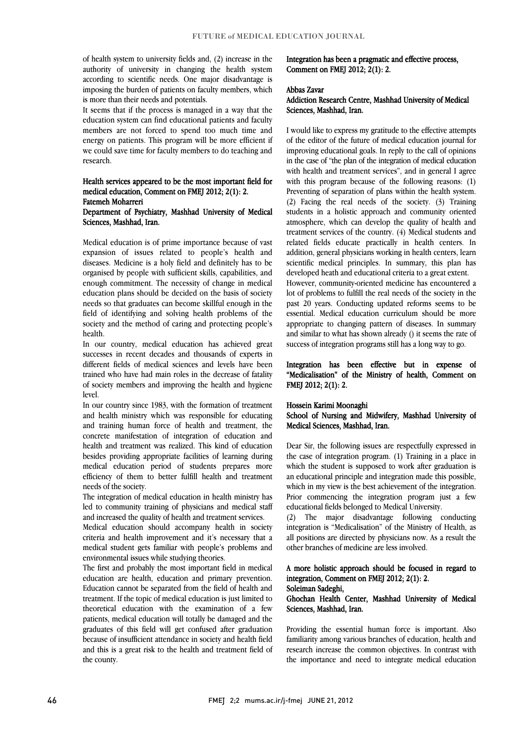of health system to university fields and, (2) increase in the authority of university in changing the health system according to scientific needs. One major disadvantage is imposing the burden of patients on faculty members, which is more than their needs and potentials.

It seems that if the process is managed in a way that the education system can find educational patients and faculty members are not forced to spend too much time and energy on patients. This program will be more efficient if we could save time for faculty members to do teaching and research.

## Health services appeared to be the most important field for medical education, Comment on FMEJ 2012; 2(1): 2.

**Fatemeh Moharreri**

**Department of Psychiatry, Mashhad University of Medical Sciences, Mashhad, Iran.**

Medical education is of prime importance because of vast expansion of issues related to people's health and diseases. Medicine is a holy field and definitely has to be organised by people with sufficient skills, capabilities, and enough commitment. The necessity of change in medical education plans should be decided on the basis of society needs so that graduates can become skillful enough in the field of identifying and solving health problems of the society and the method of caring and protecting people's health.

In our country, medical education has achieved great successes in recent decades and thousands of experts in different fields of medical sciences and levels have been trained who have had main roles in the decrease of fatality of society members and improving the health and hygiene level.

In our country since 1983, with the formation of treatment and health ministry which was responsible for educating and training human force of health and treatment, the concrete manifestation of integration of education and health and treatment was realized. This kind of education besides providing appropriate facilities of learning during medical education period of students prepares more efficiency of them to better fulfill health and treatment needs of the society.

The integration of medical education in health ministry has led to community training of physicians and medical staff and increased the quality of health and treatment services.

Medical education should accompany health in society criteria and health improvement and it's necessary that a medical student gets familiar with people's problems and environmental issues while studying theories.

The first and probably the most important field in medical education are health, education and primary prevention. Education cannot be separated from the field of health and treatment. If the topic of medical education is just limited to theoretical education with the examination of a few patients, medical education will totally be damaged and the graduates of this field will get confused after graduation because of insufficient attendance in society and health field and this is a great risk to the health and treatment field of the county.

## Integration has been a pragmatic and effective process, Comment on FMEJ 2012; 2(1): 2.

**Abbas Zavar**

**Addiction Research Centre, Mashhad University of Medical Sciences, Mashhad, Iran.**

I would like to express my gratitude to the effective attempts of the editor of the future of medical education journal for improving educational goals. In reply to the call of opinions in the case of "the plan of the integration of medical education with health and treatment services", and in general I agree with this program because of the following reasons: (1) Preventing of separation of plans within the health system. (2) Facing the real needs of the society. (3) Training students in a holistic approach and community oriented atmosphere, which can develop the quality of health and treatment services of the country. (4) Medical students and related fields educate practically in health centers. In addition, general physicians working in health centers, learn scientific medical principles. In summary, this plan has developed heath and educational criteria to a great extent.

However, community-oriented medicine has encountered a lot of problems to fulfill the real needs of the society in the past 20 years. Conducting updated reforms seems to be essential. Medical education curriculum should be more appropriate to changing pattern of diseases. In summary and similar to what has shown already () it seems the rate of success of integration programs still has a long way to go.

## Integration has been effective but in expense of "Medicalisation" of the Ministry of health, Comment on FMEJ 2012; 2(1): 2.

**Hossein Karimi Moonaghi**

**School of Nursing and Midwifery, Mashhad University of Medical Sciences, Mashhad, Iran.**

Dear Sir, the following issues are respectfully expressed in the case of integration program. (1) Training in a place in which the student is supposed to work after graduation is an educational principle and integration made this possible, which in my view is the best achievement of the integration. Prior commencing the integration program just a few educational fields belonged to Medical University.

(2) The major disadvantage following conducting integration is "Medicalisation" of the Ministry of Health, as all positions are directed by physicians now. As a result the other branches of medicine are less involved.

## A more holistic approach should be focused in regard to integration, Comment on FMEJ 2012; 2(1): 2.

**Soleiman Sadeghi,**

**Ghochan Health Center, Mashhad University of Medical Sciences, Mashhad, Iran.**

Providing the essential human force is important. Also familiarity among various branches of education, health and research increase the common objectives. In contrast with the importance and need to integrate medical education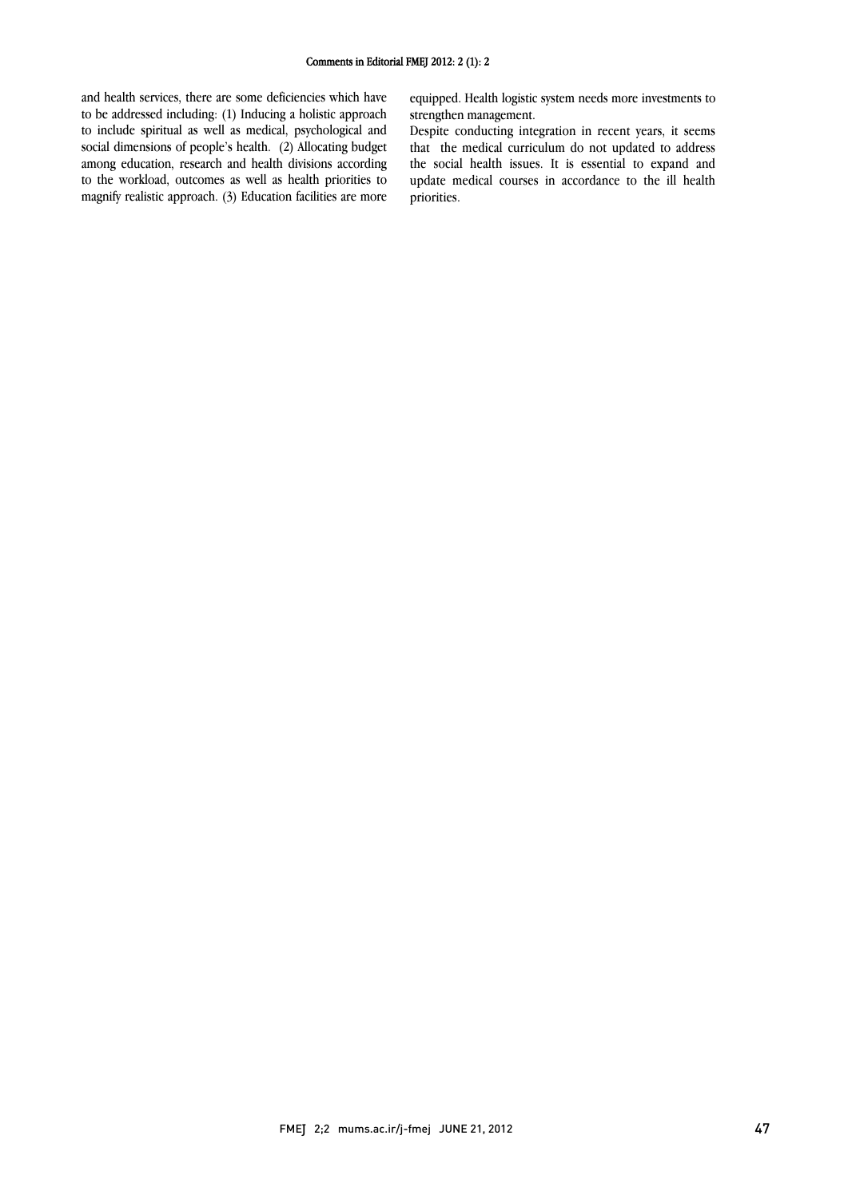and health services, there are some deficiencies which have to be addressed including: (1) Inducing a holistic approach to include spiritual as well as medical, psychological and social dimensions of people's health. (2) Allocating budget among education, research and health divisions according to the workload, outcomes as well as health priorities to magnify realistic approach. (3) Education facilities are more equipped. Health logistic system needs more investments to strengthen management.

Despite conducting integration in recent years, it seems that the medical curriculum do not updated to address the social health issues. It is essential to expand and update medical courses in accordance to the ill health priorities.